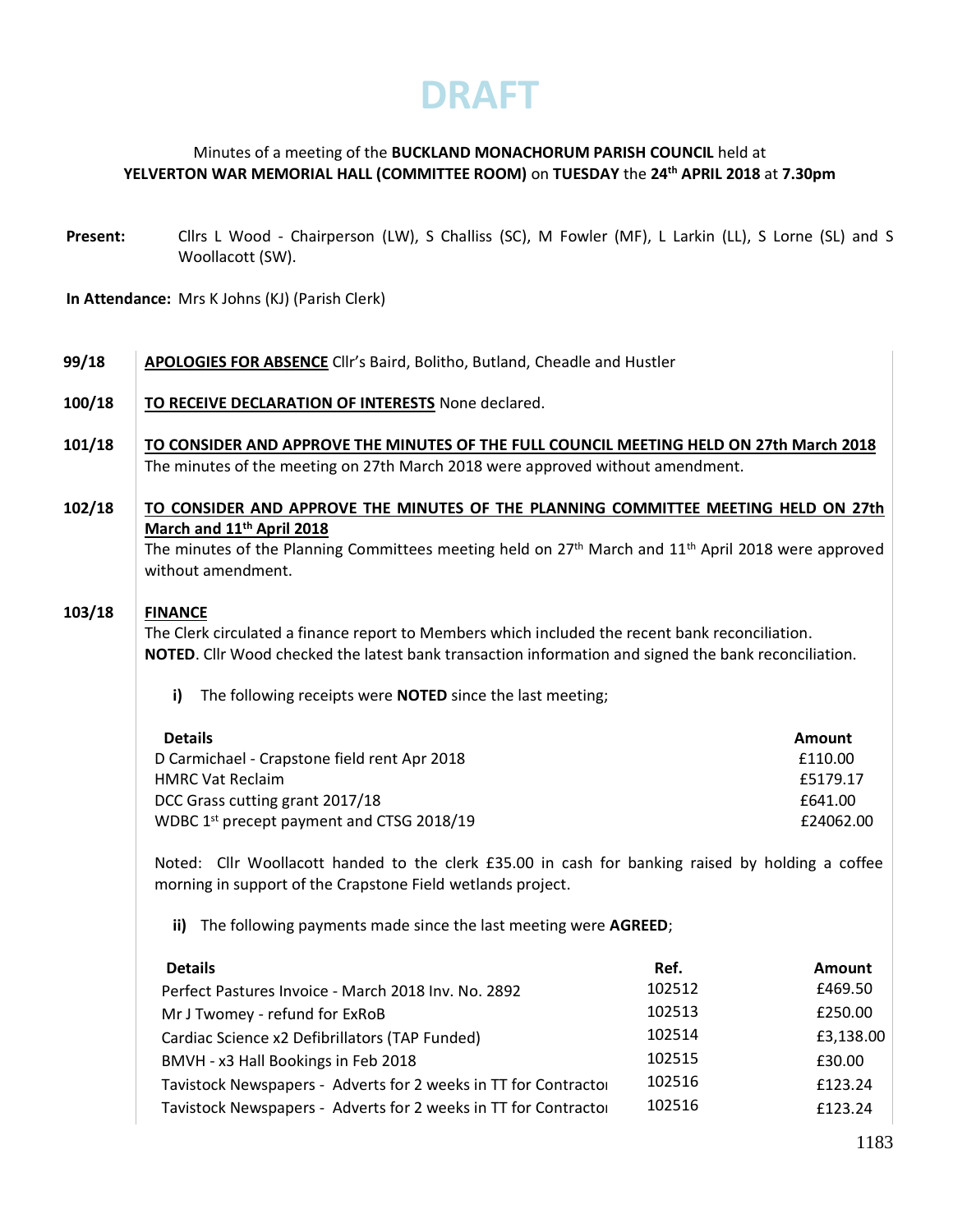# DRAFT

Minutes of a meeting of the **BUCKLAND MONACHORUM PARISH COUNCIL** held at **YELVERTON WAR MEMORIAL HALL (COMMITTEE ROOM)** on **TUESDAY** the **24th APRIL 2018** at **7.30pm**

**Present:** Cllrs L Wood - Chairperson (LW), S Challiss (SC), M Fowler (MF), L Larkin (LL), S Lorne (SL) and S Woollacott (SW).

**In Attendance:** Mrs K Johns (KJ) (Parish Clerk)

**99/18** **APOLOGIES FOR ABSENCE** Cllr's Baird, Bolitho, Butland, Cheadle and Hustler

**100/18** **TO RECEIVE DECLARATION OF INTERESTS** None declared.

**101/18** **TO CONSIDER AND APPROVE THE MINUTES OF THE FULL COUNCIL MEETING HELD ON 27th March 2018**
The minutes of the meeting on 27th March 2018 were approved without amendment.

**102/18** **TO CONSIDER AND APPROVE THE MINUTES OF THE PLANNING COMMITTEE MEETING HELD ON 27th March and 11th April 2018**
The minutes of the Planning Committees meeting held on 27th March and 11th April 2018 were approved without amendment.

**103/18** **FINANCE**
The Clerk circulated a finance report to Members which included the recent bank reconciliation.
**NOTED**. Cllr Wood checked the latest bank transaction information and signed the bank reconciliation.

**i)** The following receipts were **NOTED** since the last meeting;

| Details | Amount |
|---|---|
| D Carmichael - Crapstone field rent Apr 2018 | £110.00 |
| HMRC Vat Reclaim | £5179.17 |
| DCC Grass cutting grant 2017/18 | £641.00 |
| WDBC 1st precept payment and CTSG 2018/19 | £24062.00 |

Noted: Cllr Woollacott handed to the clerk £35.00 in cash for banking raised by holding a coffee morning in support of the Crapstone Field wetlands project.

**ii)** The following payments made since the last meeting were **AGREED**;

| Details | Ref. | Amount |
|---|---|---|
| Perfect Pastures Invoice - March 2018 Inv. No. 2892 | 102512 | £469.50 |
| Mr J Twomey - refund for ExRoB | 102513 | £250.00 |
| Cardiac Science x2 Defibrillators (TAP Funded) | 102514 | £3,138.00 |
| BMVH - x3 Hall Bookings in Feb 2018 | 102515 | £30.00 |
| Tavistock Newspapers - Adverts for 2 weeks in TT for Contractor | 102516 | £123.24 |
| Tavistock Newspapers - Adverts for 2 weeks in TT for Contractor | 102516 | £123.24 |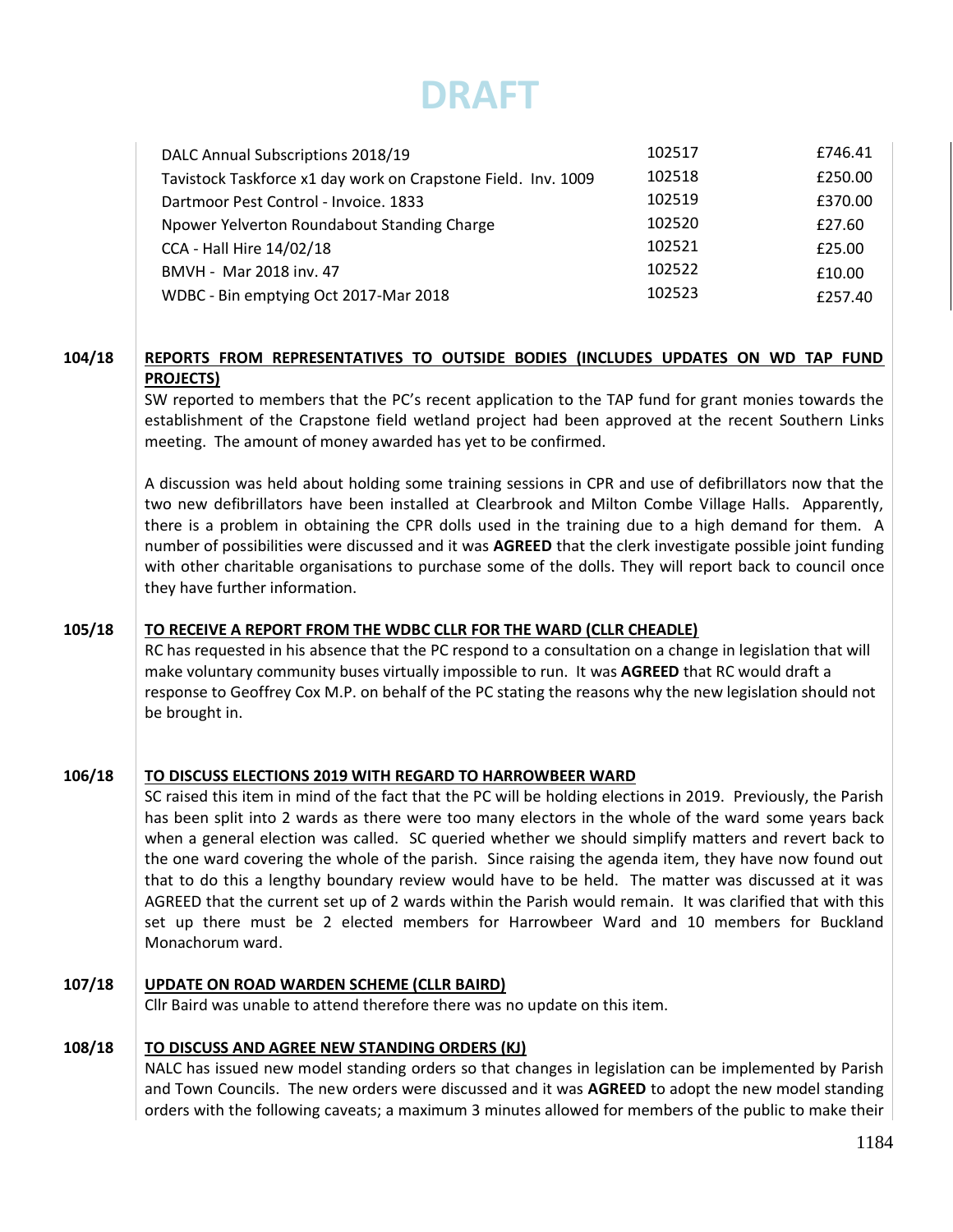DRAFT

| | | |
|---|---|---|
| DALC Annual Subscriptions 2018/19 | 102517 | £746.41 |
| Tavistock Taskforce x1 day work on Crapstone Field. Inv. 1009 | 102518 | £250.00 |
| Dartmoor Pest Control - Invoice. 1833 | 102519 | £370.00 |
| Npower Yelverton Roundabout Standing Charge | 102520 | £27.60 |
| CCA - Hall Hire 14/02/18 | 102521 | £25.00 |
| BMVH - Mar 2018 inv. 47 | 102522 | £10.00 |
| WDBC - Bin emptying Oct 2017-Mar 2018 | 102523 | £257.40 |

**104/18 REPORTS FROM REPRESENTATIVES TO OUTSIDE BODIES (INCLUDES UPDATES ON WD TAP FUND PROJECTS)**

SW reported to members that the PC's recent application to the TAP fund for grant monies towards the establishment of the Crapstone field wetland project had been approved at the recent Southern Links meeting. The amount of money awarded has yet to be confirmed.

A discussion was held about holding some training sessions in CPR and use of defibrillators now that the two new defibrillators have been installed at Clearbrook and Milton Combe Village Halls. Apparently, there is a problem in obtaining the CPR dolls used in the training due to a high demand for them. A number of possibilities were discussed and it was **AGREED** that the clerk investigate possible joint funding with other charitable organisations to purchase some of the dolls. They will report back to council once they have further information.

**105/18 TO RECEIVE A REPORT FROM THE WDBC CLLR FOR THE WARD (CLLR CHEADLE)**

RC has requested in his absence that the PC respond to a consultation on a change in legislation that will make voluntary community buses virtually impossible to run. It was **AGREED** that RC would draft a response to Geoffrey Cox M.P. on behalf of the PC stating the reasons why the new legislation should not be brought in.

**106/18 TO DISCUSS ELECTIONS 2019 WITH REGARD TO HARROWBEER WARD**

SC raised this item in mind of the fact that the PC will be holding elections in 2019. Previously, the Parish has been split into 2 wards as there were too many electors in the whole of the ward some years back when a general election was called. SC queried whether we should simplify matters and revert back to the one ward covering the whole of the parish. Since raising the agenda item, they have now found out that to do this a lengthy boundary review would have to be held. The matter was discussed at it was AGREED that the current set up of 2 wards within the Parish would remain. It was clarified that with this set up there must be 2 elected members for Harrowbeer Ward and 10 members for Buckland Monachorum ward.

**107/18 UPDATE ON ROAD WARDEN SCHEME (CLLR BAIRD)**

Cllr Baird was unable to attend therefore there was no update on this item.

**108/18 TO DISCUSS AND AGREE NEW STANDING ORDERS (KJ)**

NALC has issued new model standing orders so that changes in legislation can be implemented by Parish and Town Councils. The new orders were discussed and it was **AGREED** to adopt the new model standing orders with the following caveats; a maximum 3 minutes allowed for members of the public to make their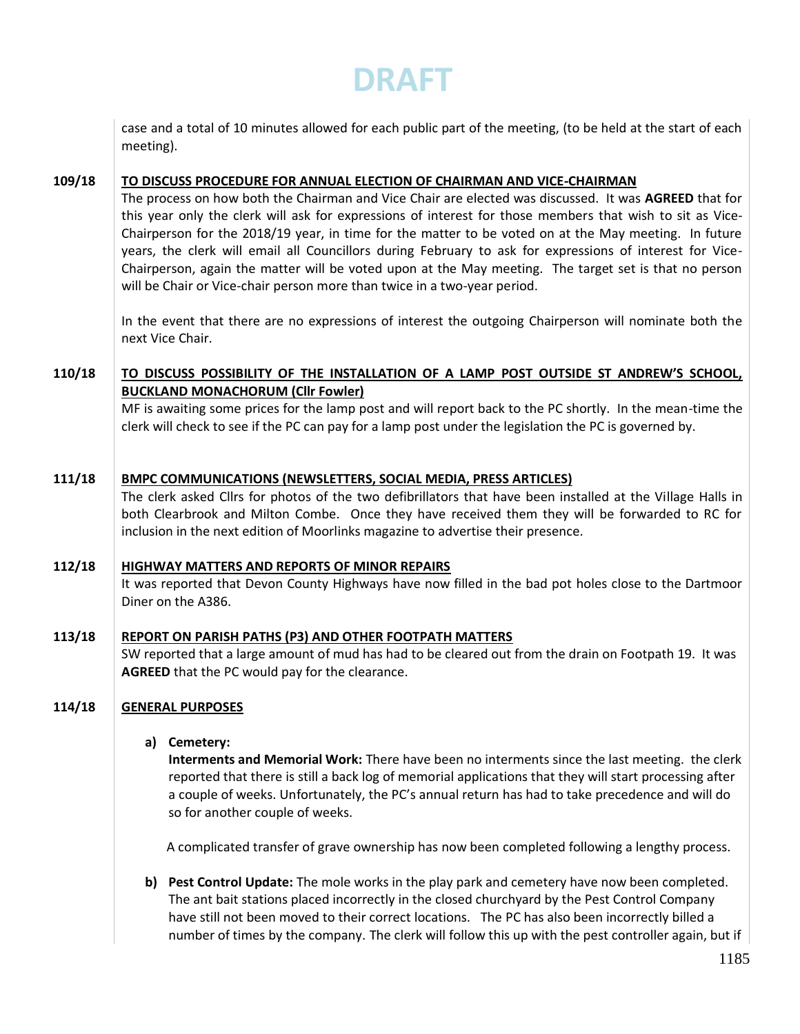case and a total of 10 minutes allowed for each public part of the meeting, (to be held at the start of each meeting).

**109/18** **TO DISCUSS PROCEDURE FOR ANNUAL ELECTION OF CHAIRMAN AND VICE-CHAIRMAN**

The process on how both the Chairman and Vice Chair are elected was discussed. It was **AGREED** that for this year only the clerk will ask for expressions of interest for those members that wish to sit as Vice-Chairperson for the 2018/19 year, in time for the matter to be voted on at the May meeting. In future years, the clerk will email all Councillors during February to ask for expressions of interest for Vice-Chairperson, again the matter will be voted upon at the May meeting. The target set is that no person will be Chair or Vice-chair person more than twice in a two-year period.

In the event that there are no expressions of interest the outgoing Chairperson will nominate both the next Vice Chair.

**110/18** **TO DISCUSS POSSIBILITY OF THE INSTALLATION OF A LAMP POST OUTSIDE ST ANDREW'S SCHOOL, BUCKLAND MONACHORUM (Cllr Fowler)**

MF is awaiting some prices for the lamp post and will report back to the PC shortly. In the mean-time the clerk will check to see if the PC can pay for a lamp post under the legislation the PC is governed by.

**111/18** **BMPC COMMUNICATIONS (NEWSLETTERS, SOCIAL MEDIA, PRESS ARTICLES)**

The clerk asked Cllrs for photos of the two defibrillators that have been installed at the Village Halls in both Clearbrook and Milton Combe. Once they have received them they will be forwarded to RC for inclusion in the next edition of Moorlinks magazine to advertise their presence.

**112/18** **HIGHWAY MATTERS AND REPORTS OF MINOR REPAIRS**

It was reported that Devon County Highways have now filled in the bad pot holes close to the Dartmoor Diner on the A386.

**113/18** **REPORT ON PARISH PATHS (P3) AND OTHER FOOTPATH MATTERS**

SW reported that a large amount of mud has had to be cleared out from the drain on Footpath 19. It was **AGREED** that the PC would pay for the clearance.

**114/18** **GENERAL PURPOSES**

**a) Cemetery:**

**Interments and Memorial Work:** There have been no interments since the last meeting. the clerk reported that there is still a back log of memorial applications that they will start processing after a couple of weeks. Unfortunately, the PC's annual return has had to take precedence and will do so for another couple of weeks.

A complicated transfer of grave ownership has now been completed following a lengthy process.

**b) Pest Control Update:** The mole works in the play park and cemetery have now been completed. The ant bait stations placed incorrectly in the closed churchyard by the Pest Control Company have still not been moved to their correct locations. The PC has also been incorrectly billed a number of times by the company. The clerk will follow this up with the pest controller again, but if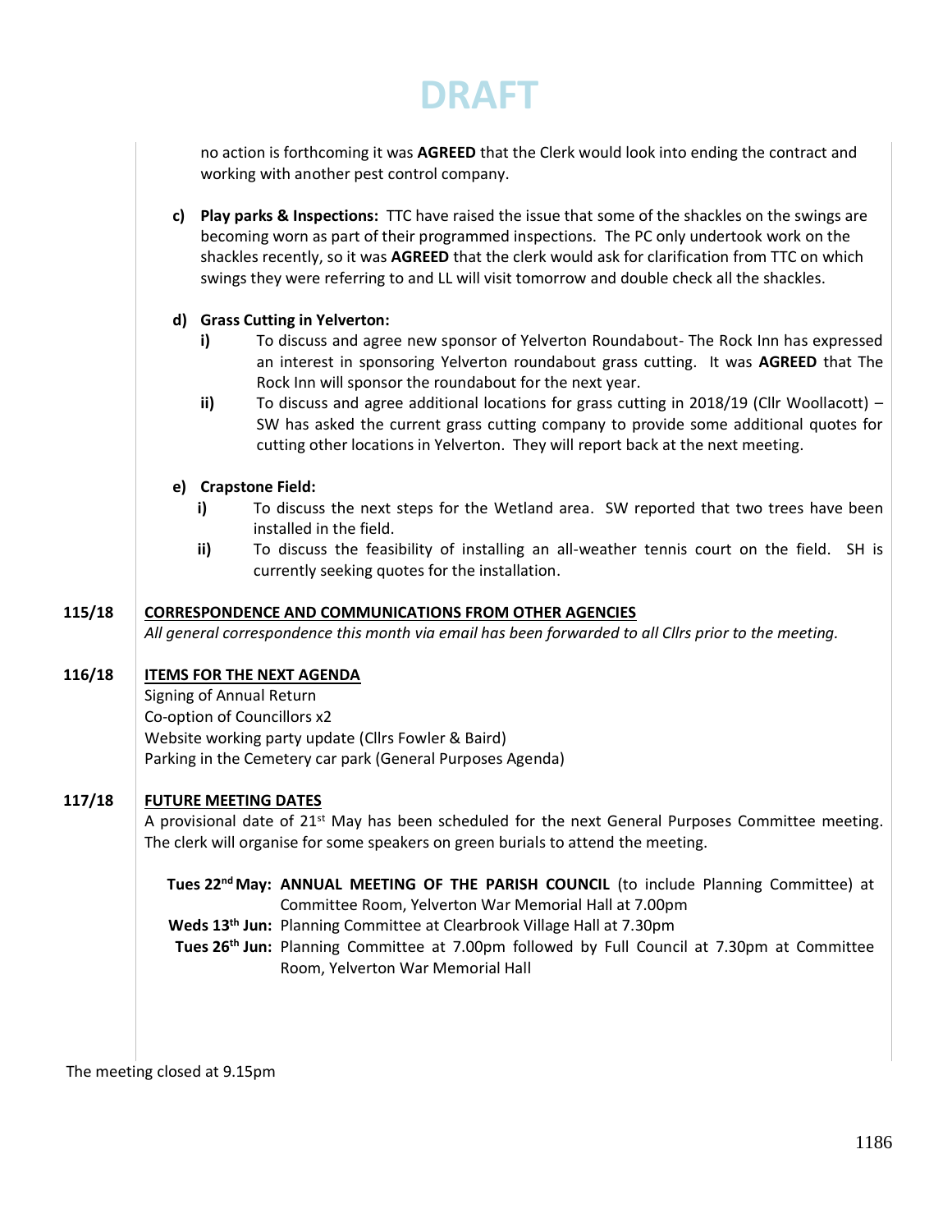DRAFT

no action is forthcoming it was **AGREED** that the Clerk would look into ending the contract and working with another pest control company.

**c) Play parks & Inspections:** TTC have raised the issue that some of the shackles on the swings are becoming worn as part of their programmed inspections. The PC only undertook work on the shackles recently, so it was **AGREED** that the clerk would ask for clarification from TTC on which swings they were referring to and LL will visit tomorrow and double check all the shackles.

**d) Grass Cutting in Yelverton:**

**i)** To discuss and agree new sponsor of Yelverton Roundabout- The Rock Inn has expressed an interest in sponsoring Yelverton roundabout grass cutting. It was **AGREED** that The Rock Inn will sponsor the roundabout for the next year.

**ii)** To discuss and agree additional locations for grass cutting in 2018/19 (Cllr Woollacott) – SW has asked the current grass cutting company to provide some additional quotes for cutting other locations in Yelverton. They will report back at the next meeting.

**e) Crapstone Field:**

**i)** To discuss the next steps for the Wetland area. SW reported that two trees have been installed in the field.

**ii)** To discuss the feasibility of installing an all-weather tennis court on the field. SH is currently seeking quotes for the installation.

**115/18** **CORRESPONDENCE AND COMMUNICATIONS FROM OTHER AGENCIES**

*All general correspondence this month via email has been forwarded to all Cllrs prior to the meeting.*

**116/18** **ITEMS FOR THE NEXT AGENDA**

Signing of Annual Return
Co-option of Councillors x2
Website working party update (Cllrs Fowler & Baird)
Parking in the Cemetery car park (General Purposes Agenda)

**117/18** **FUTURE MEETING DATES**

A provisional date of 21st May has been scheduled for the next General Purposes Committee meeting. The clerk will organise for some speakers on green burials to attend the meeting.

**Tues 22nd May:** **ANNUAL MEETING OF THE PARISH COUNCIL** (to include Planning Committee) at Committee Room, Yelverton War Memorial Hall at 7.00pm
**Weds 13th Jun:** Planning Committee at Clearbrook Village Hall at 7.30pm
**Tues 26th Jun:** Planning Committee at 7.00pm followed by Full Council at 7.30pm at Committee Room, Yelverton War Memorial Hall

The meeting closed at 9.15pm